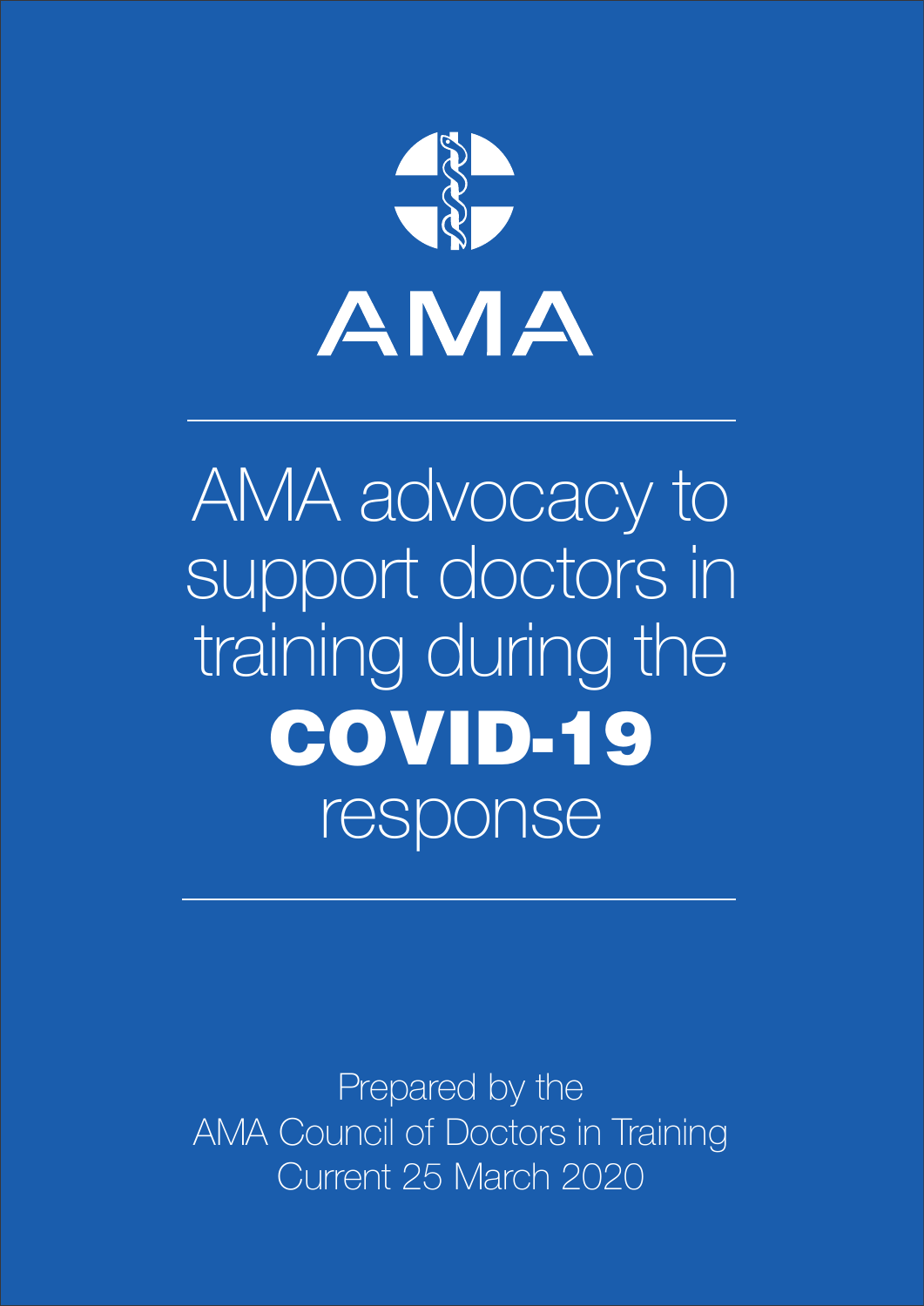AMA

---

# AMA advocacy to support doctors in training during the **COVID-19** response

---

Prepared by the
AMA Council of Doctors in Training
Current 25 March 2020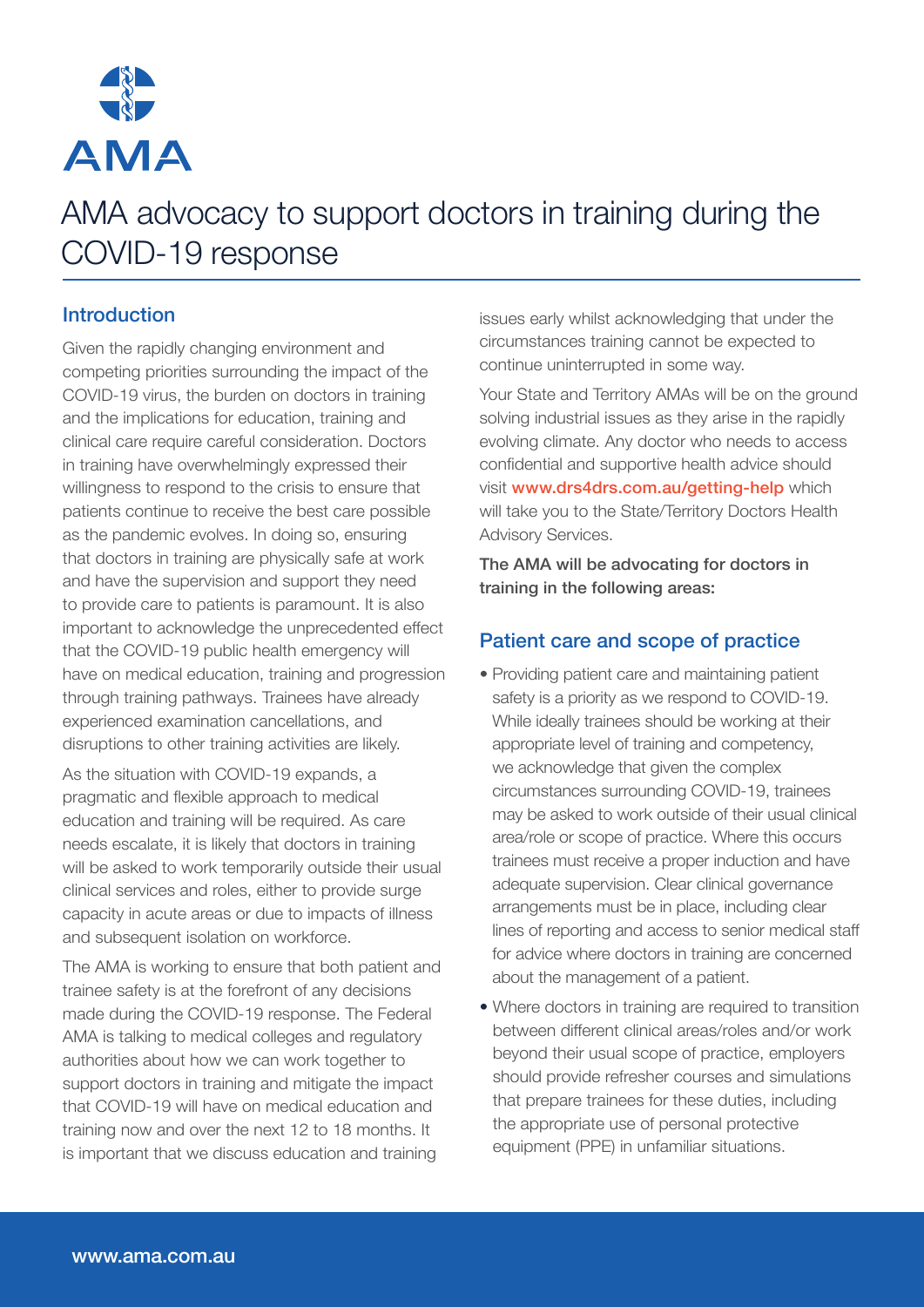# AMA advocacy to support doctors in training during the COVID-19 response

## Introduction

Given the rapidly changing environment and competing priorities surrounding the impact of the COVID-19 virus, the burden on doctors in training and the implications for education, training and clinical care require careful consideration. Doctors in training have overwhelmingly expressed their willingness to respond to the crisis to ensure that patients continue to receive the best care possible as the pandemic evolves. In doing so, ensuring that doctors in training are physically safe at work and have the supervision and support they need to provide care to patients is paramount. It is also important to acknowledge the unprecedented effect that the COVID-19 public health emergency will have on medical education, training and progression through training pathways. Trainees have already experienced examination cancellations, and disruptions to other training activities are likely.

As the situation with COVID-19 expands, a pragmatic and flexible approach to medical education and training will be required. As care needs escalate, it is likely that doctors in training will be asked to work temporarily outside their usual clinical services and roles, either to provide surge capacity in acute areas or due to impacts of illness and subsequent isolation on workforce.

The AMA is working to ensure that both patient and trainee safety is at the forefront of any decisions made during the COVID-19 response. The Federal AMA is talking to medical colleges and regulatory authorities about how we can work together to support doctors in training and mitigate the impact that COVID-19 will have on medical education and training now and over the next 12 to 18 months. It is important that we discuss education and training issues early whilst acknowledging that under the circumstances training cannot be expected to continue uninterrupted in some way.

Your State and Territory AMAs will be on the ground solving industrial issues as they arise in the rapidly evolving climate. Any doctor who needs to access confidential and supportive health advice should visit **www.drs4drs.com.au/getting-help** which will take you to the State/Territory Doctors Health Advisory Services.

**The AMA will be advocating for doctors in training in the following areas:**

## Patient care and scope of practice

- Providing patient care and maintaining patient safety is a priority as we respond to COVID-19. While ideally trainees should be working at their appropriate level of training and competency, we acknowledge that given the complex circumstances surrounding COVID-19, trainees may be asked to work outside of their usual clinical area/role or scope of practice. Where this occurs trainees must receive a proper induction and have adequate supervision. Clear clinical governance arrangements must be in place, including clear lines of reporting and access to senior medical staff for advice where doctors in training are concerned about the management of a patient.
- Where doctors in training are required to transition between different clinical areas/roles and/or work beyond their usual scope of practice, employers should provide refresher courses and simulations that prepare trainees for these duties, including the appropriate use of personal protective equipment (PPE) in unfamiliar situations.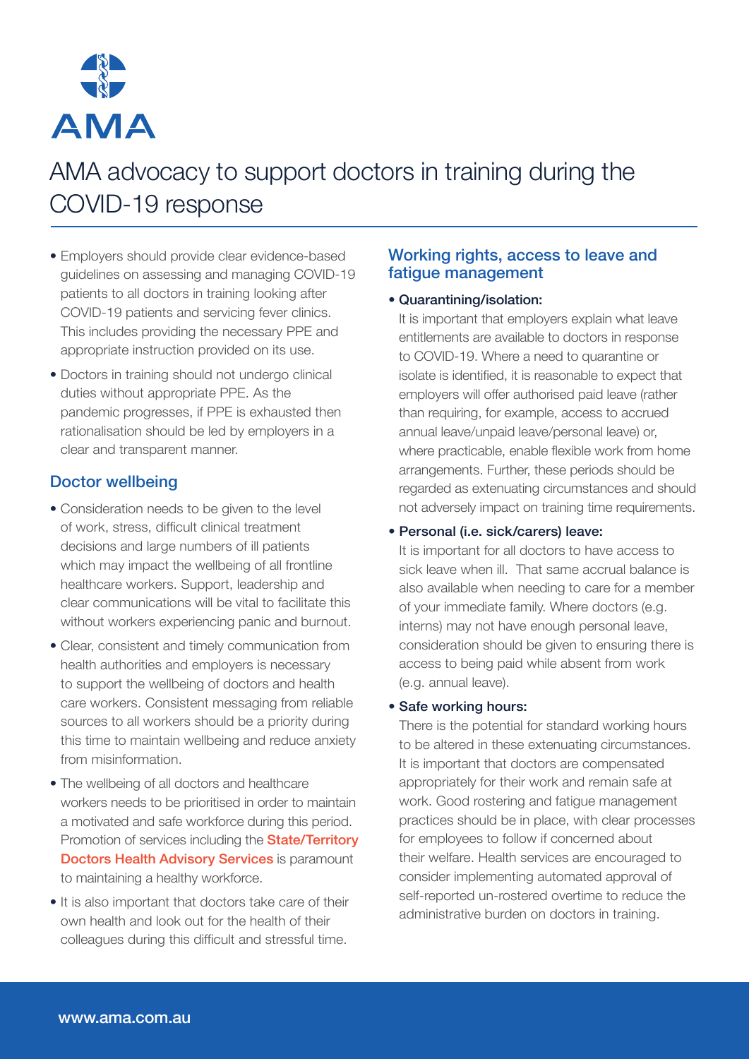# AMA advocacy to support doctors in training during the COVID-19 response

- Employers should provide clear evidence-based guidelines on assessing and managing COVID-19 patients to all doctors in training looking after COVID-19 patients and servicing fever clinics. This includes providing the necessary PPE and appropriate instruction provided on its use.
- Doctors in training should not undergo clinical duties without appropriate PPE. As the pandemic progresses, if PPE is exhausted then rationalisation should be led by employers in a clear and transparent manner.

## Doctor wellbeing

- Consideration needs to be given to the level of work, stress, difficult clinical treatment decisions and large numbers of ill patients which may impact the wellbeing of all frontline healthcare workers. Support, leadership and clear communications will be vital to facilitate this without workers experiencing panic and burnout.
- Clear, consistent and timely communication from health authorities and employers is necessary to support the wellbeing of doctors and health care workers. Consistent messaging from reliable sources to all workers should be a priority during this time to maintain wellbeing and reduce anxiety from misinformation.
- The wellbeing of all doctors and healthcare workers needs to be prioritised in order to maintain a motivated and safe workforce during this period. Promotion of services including the State/Territory Doctors Health Advisory Services is paramount to maintaining a healthy workforce.
- It is also important that doctors take care of their own health and look out for the health of their colleagues during this difficult and stressful time.

## Working rights, access to leave and fatigue management

- **Quarantining/isolation:**
  It is important that employers explain what leave entitlements are available to doctors in response to COVID-19. Where a need to quarantine or isolate is identified, it is reasonable to expect that employers will offer authorised paid leave (rather than requiring, for example, access to accrued annual leave/unpaid leave/personal leave) or, where practicable, enable flexible work from home arrangements. Further, these periods should be regarded as extenuating circumstances and should not adversely impact on training time requirements.
- **Personal (i.e. sick/carers) leave:**
  It is important for all doctors to have access to sick leave when ill. That same accrual balance is also available when needing to care for a member of your immediate family. Where doctors (e.g. interns) may not have enough personal leave, consideration should be given to ensuring there is access to being paid while absent from work (e.g. annual leave).
- **Safe working hours:**
  There is the potential for standard working hours to be altered in these extenuating circumstances. It is important that doctors are compensated appropriately for their work and remain safe at work. Good rostering and fatigue management practices should be in place, with clear processes for employees to follow if concerned about their welfare. Health services are encouraged to consider implementing automated approval of self-reported un-rostered overtime to reduce the administrative burden on doctors in training.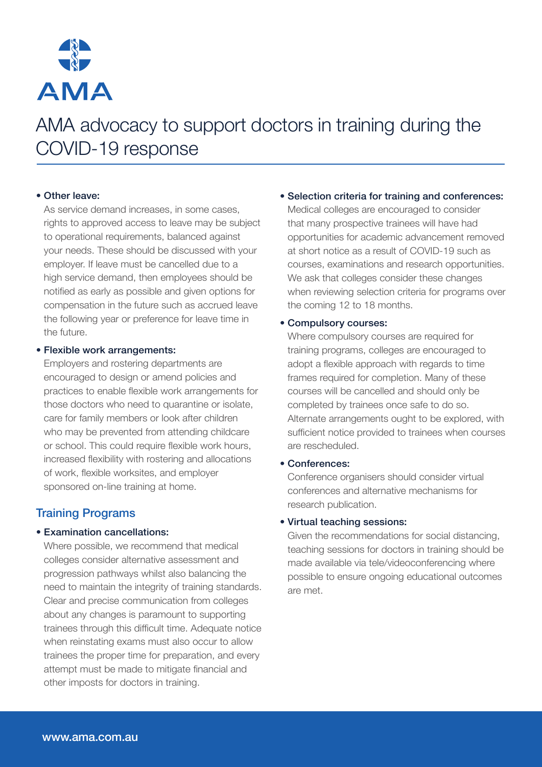AMA

# AMA advocacy to support doctors in training during the COVID-19 response

- **Other leave:**
  As service demand increases, in some cases, rights to approved access to leave may be subject to operational requirements, balanced against your needs. These should be discussed with your employer. If leave must be cancelled due to a high service demand, then employees should be notified as early as possible and given options for compensation in the future such as accrued leave the following year or preference for leave time in the future.

- **Flexible work arrangements:**
  Employers and rostering departments are encouraged to design or amend policies and practices to enable flexible work arrangements for those doctors who need to quarantine or isolate, care for family members or look after children who may be prevented from attending childcare or school. This could require flexible work hours, increased flexibility with rostering and allocations of work, flexible worksites, and employer sponsored on-line training at home.

## Training Programs

- **Examination cancellations:**
  Where possible, we recommend that medical colleges consider alternative assessment and progression pathways whilst also balancing the need to maintain the integrity of training standards. Clear and precise communication from colleges about any changes is paramount to supporting trainees through this difficult time. Adequate notice when reinstating exams must also occur to allow trainees the proper time for preparation, and every attempt must be made to mitigate financial and other imposts for doctors in training.

- **Selection criteria for training and conferences:**
  Medical colleges are encouraged to consider that many prospective trainees will have had opportunities for academic advancement removed at short notice as a result of COVID-19 such as courses, examinations and research opportunities. We ask that colleges consider these changes when reviewing selection criteria for programs over the coming 12 to 18 months.

- **Compulsory courses:**
  Where compulsory courses are required for training programs, colleges are encouraged to adopt a flexible approach with regards to time frames required for completion. Many of these courses will be cancelled and should only be completed by trainees once safe to do so. Alternate arrangements ought to be explored, with sufficient notice provided to trainees when courses are rescheduled.

- **Conferences:**
  Conference organisers should consider virtual conferences and alternative mechanisms for research publication.

- **Virtual teaching sessions:**
  Given the recommendations for social distancing, teaching sessions for doctors in training should be made available via tele/videoconferencing where possible to ensure ongoing educational outcomes are met.

www.ama.com.au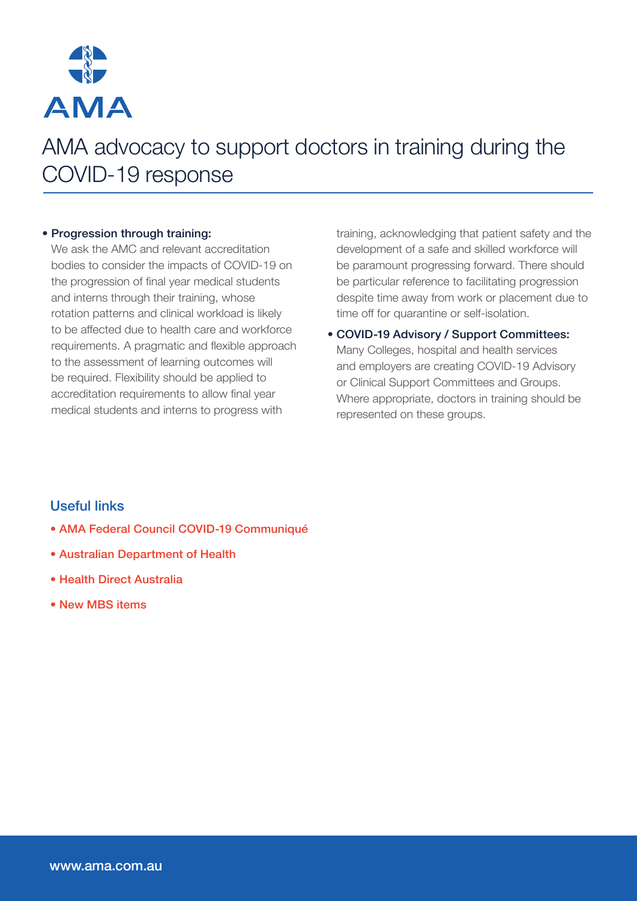# AMA advocacy to support doctors in training during the COVID-19 response

- **Progression through training:** We ask the AMC and relevant accreditation bodies to consider the impacts of COVID-19 on the progression of final year medical students and interns through their training, whose rotation patterns and clinical workload is likely to be affected due to health care and workforce requirements. A pragmatic and flexible approach to the assessment of learning outcomes will be required. Flexibility should be applied to accreditation requirements to allow final year medical students and interns to progress with training, acknowledging that patient safety and the development of a safe and skilled workforce will be paramount progressing forward. There should be particular reference to facilitating progression despite time away from work or placement due to time off for quarantine or self-isolation.
- **COVID-19 Advisory / Support Committees:** Many Colleges, hospital and health services and employers are creating COVID-19 Advisory or Clinical Support Committees and Groups. Where appropriate, doctors in training should be represented on these groups.

## Useful links

- AMA Federal Council COVID-19 Communiqué
- Australian Department of Health
- Health Direct Australia
- New MBS items

www.ama.com.au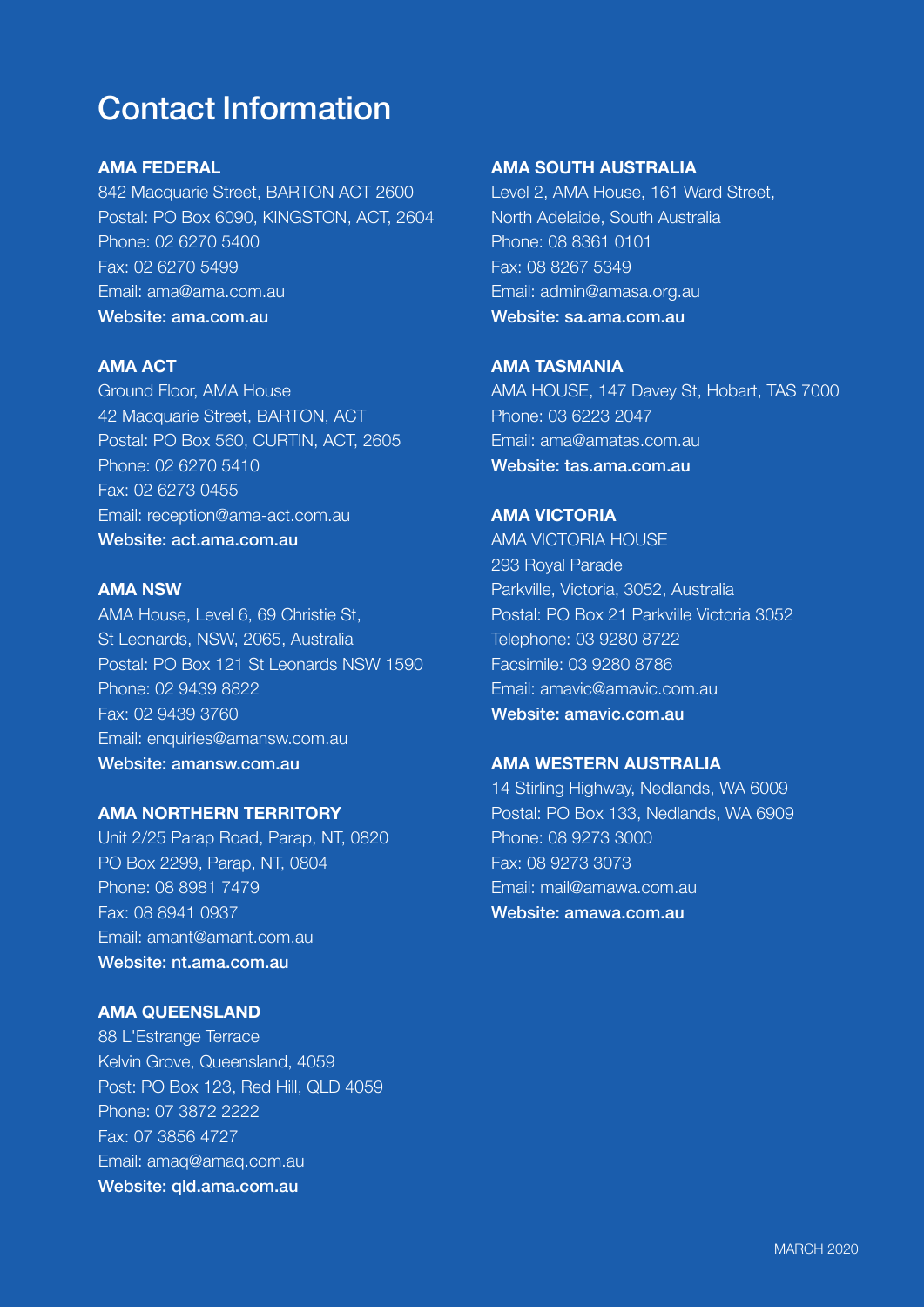# Contact Information

**AMA FEDERAL**
842 Macquarie Street, BARTON ACT 2600
Postal: PO Box 6090, KINGSTON, ACT, 2604
Phone: 02 6270 5400
Fax: 02 6270 5499
Email: ama@ama.com.au
**Website: ama.com.au**

**AMA ACT**
Ground Floor, AMA House
42 Macquarie Street, BARTON, ACT
Postal: PO Box 560, CURTIN, ACT, 2605
Phone: 02 6270 5410
Fax: 02 6273 0455
Email: reception@ama-act.com.au
**Website: act.ama.com.au**

**AMA NSW**
AMA House, Level 6, 69 Christie St,
St Leonards, NSW, 2065, Australia
Postal: PO Box 121 St Leonards NSW 1590
Phone: 02 9439 8822
Fax: 02 9439 3760
Email: enquiries@amansw.com.au
**Website: amansw.com.au**

**AMA NORTHERN TERRITORY**
Unit 2/25 Parap Road, Parap, NT, 0820
PO Box 2299, Parap, NT, 0804
Phone: 08 8981 7479
Fax: 08 8941 0937
Email: amant@amant.com.au
**Website: nt.ama.com.au**

**AMA QUEENSLAND**
88 L'Estrange Terrace
Kelvin Grove, Queensland, 4059
Post: PO Box 123, Red Hill, QLD 4059
Phone: 07 3872 2222
Fax: 07 3856 4727
Email: amaq@amaq.com.au
**Website: qld.ama.com.au**

**AMA SOUTH AUSTRALIA**
Level 2, AMA House, 161 Ward Street,
North Adelaide, South Australia
Phone: 08 8361 0101
Fax: 08 8267 5349
Email: admin@amasa.org.au
**Website: sa.ama.com.au**

**AMA TASMANIA**
AMA HOUSE, 147 Davey St, Hobart, TAS 7000
Phone: 03 6223 2047
Email: ama@amatas.com.au
**Website: tas.ama.com.au**

**AMA VICTORIA**
AMA VICTORIA HOUSE
293 Royal Parade
Parkville, Victoria, 3052, Australia
Postal: PO Box 21 Parkville Victoria 3052
Telephone: 03 9280 8722
Facsimile: 03 9280 8786
Email: amavic@amavic.com.au
**Website: amavic.com.au**

**AMA WESTERN AUSTRALIA**
14 Stirling Highway, Nedlands, WA 6009
Postal: PO Box 133, Nedlands, WA 6909
Phone: 08 9273 3000
Fax: 08 9273 3073
Email: mail@amawa.com.au
**Website: amawa.com.au**

MARCH 2020